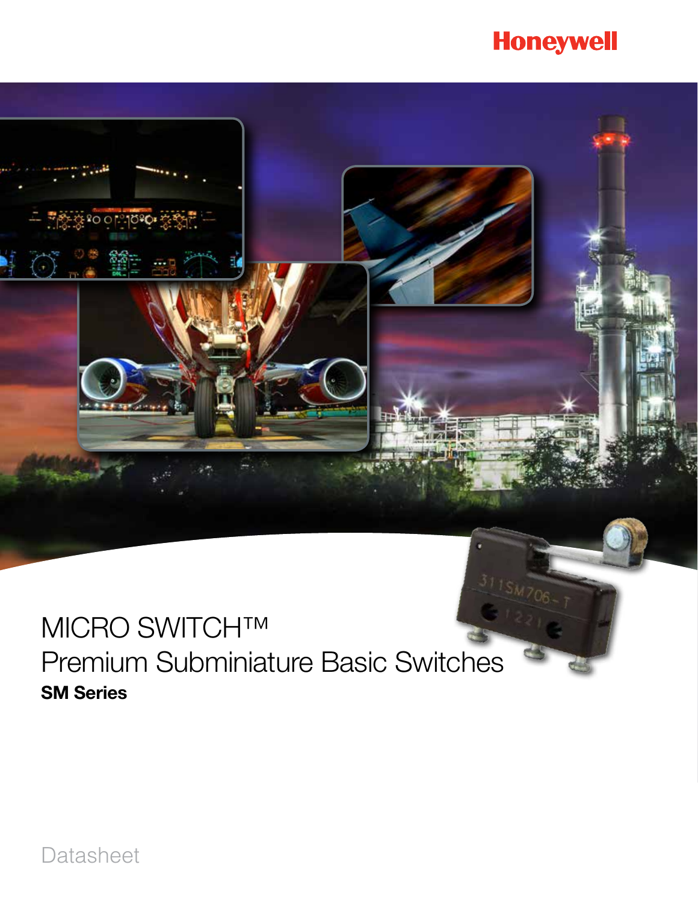Honeywell

# MICRO SWITCH™ Premium Subminiature Basic Switches

**SM Series**

Datasheet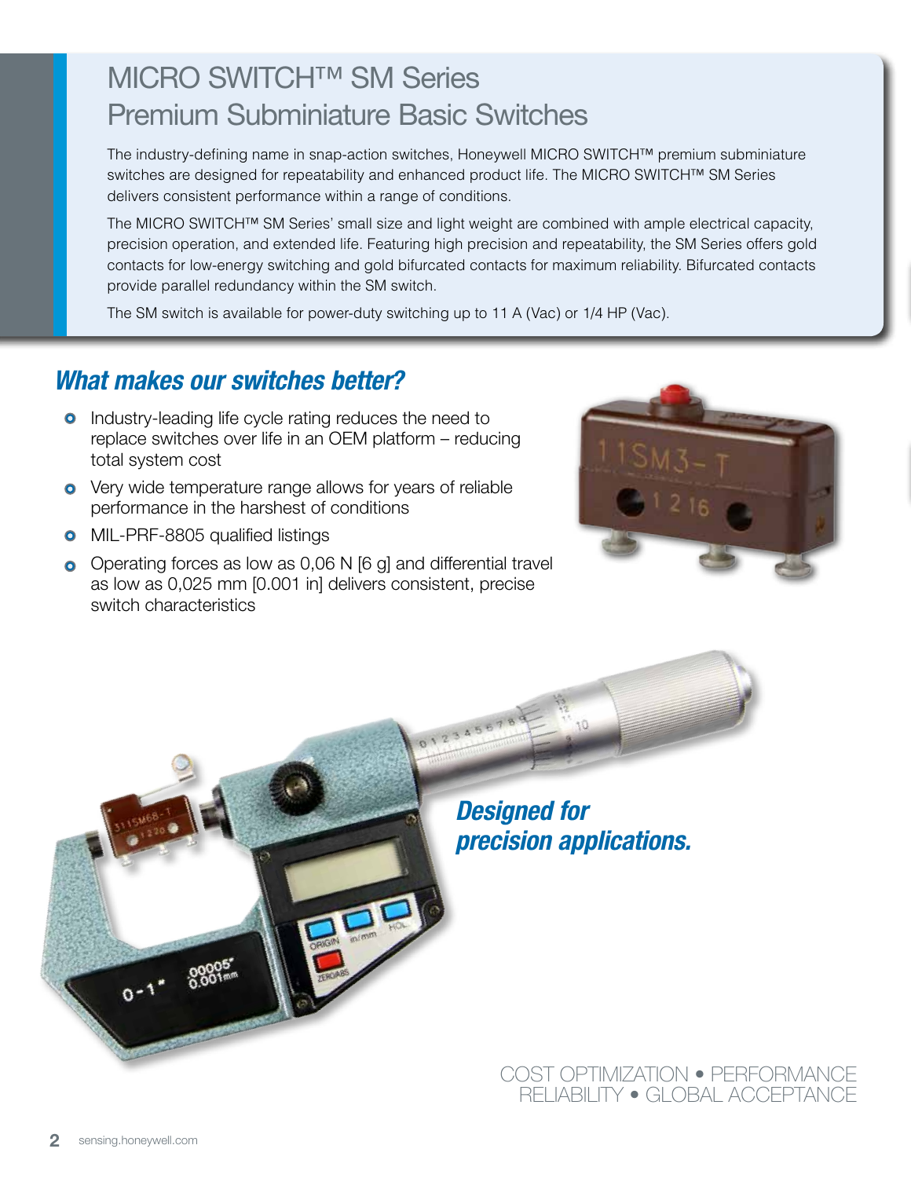# MICRO SWITCH™ SM Series Premium Subminiature Basic Switches

The industry-defining name in snap-action switches, Honeywell MICRO SWITCH™ premium subminiature switches are designed for repeatability and enhanced product life. The MICRO SWITCH™ SM Series delivers consistent performance within a range of conditions.

The MICRO SWITCH™ SM Series' small size and light weight are combined with ample electrical capacity, precision operation, and extended life. Featuring high precision and repeatability, the SM Series offers gold contacts for low-energy switching and gold bifurcated contacts for maximum reliability. Bifurcated contacts provide parallel redundancy within the SM switch.

The SM switch is available for power-duty switching up to 11 A (Vac) or 1/4 HP (Vac).

## *What makes our switches better?*

- Industry-leading life cycle rating reduces the need to replace switches over life in an OEM platform – reducing total system cost
- Very wide temperature range allows for years of reliable performance in the harshest of conditions
- MIL-PRF-8805 qualified listings
- Operating forces as low as 0,06 N [6 g] and differential travel as low as 0,025 mm [0.001 in] delivers consistent, precise switch characteristics

***Designed for precision applications.***

COST OPTIMIZATION • PERFORMANCE
RELIABILITY • GLOBAL ACCEPTANCE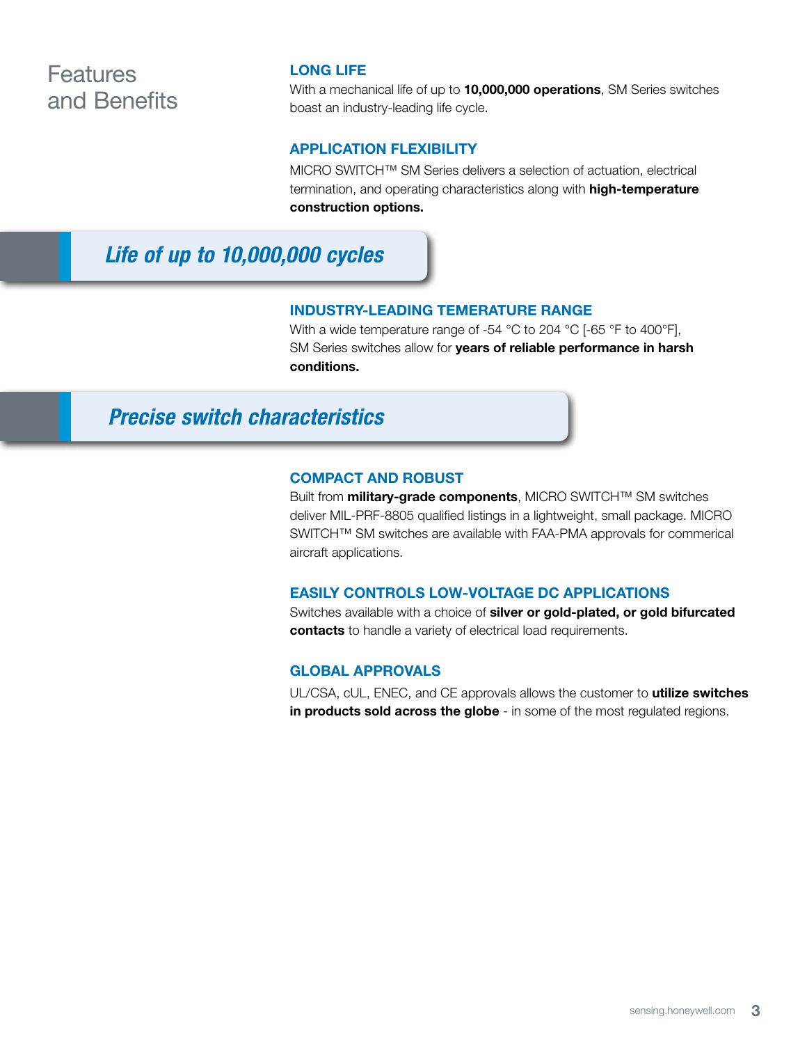# Features and Benefits

### LONG LIFE

With a mechanical life of up to **10,000,000 operations**, SM Series switches boast an industry-leading life cycle.

### APPLICATION FLEXIBILITY

MICRO SWITCH™ SM Series delivers a selection of actuation, electrical termination, and operating characteristics along with **high-temperature construction options.**

***Life of up to 10,000,000 cycles***

### INDUSTRY-LEADING TEMERATURE RANGE

With a wide temperature range of -54 °C to 204 °C [-65 °F to 400°F], SM Series switches allow for **years of reliable performance in harsh conditions.**

***Precise switch characteristics***

### COMPACT AND ROBUST

Built from **military-grade components**, MICRO SWITCH™ SM switches deliver MIL-PRF-8805 qualified listings in a lightweight, small package. MICRO SWITCH™ SM switches are available with FAA-PMA approvals for commerical aircraft applications.

### EASILY CONTROLS LOW-VOLTAGE DC APPLICATIONS

Switches available with a choice of **silver or gold-plated, or gold bifurcated contacts** to handle a variety of electrical load requirements.

### GLOBAL APPROVALS

UL/CSA, cUL, ENEC, and CE approvals allows the customer to **utilize switches in products sold across the globe** - in some of the most regulated regions.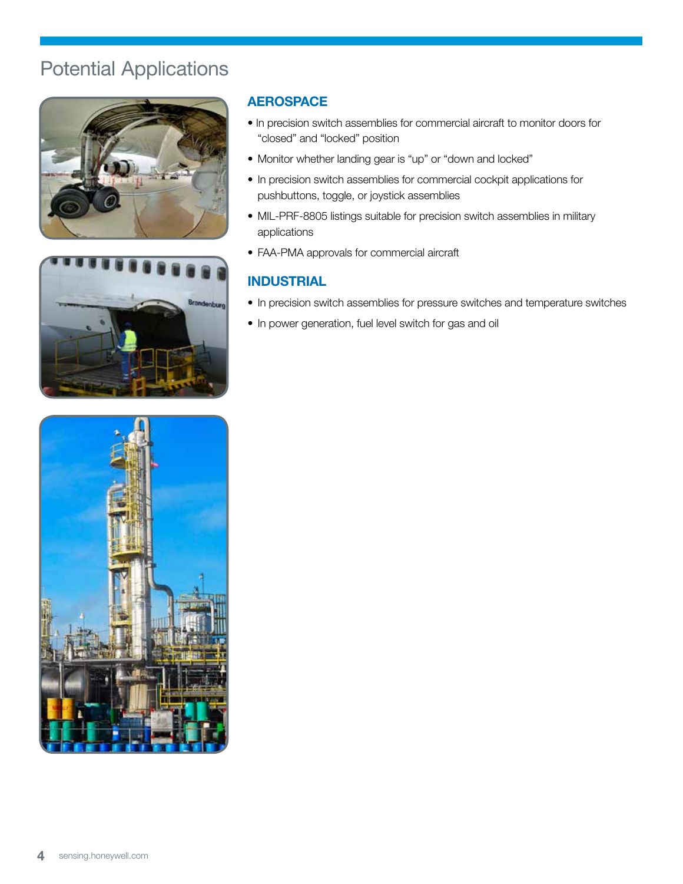# Potential Applications

## AEROSPACE

- In precision switch assemblies for commercial aircraft to monitor doors for “closed” and “locked” position
- Monitor whether landing gear is “up” or “down and locked”
- In precision switch assemblies for commercial cockpit applications for pushbuttons, toggle, or joystick assemblies
- MIL-PRF-8805 listings suitable for precision switch assemblies in military applications
- FAA-PMA approvals for commercial aircraft

## INDUSTRIAL

- In precision switch assemblies for pressure switches and temperature switches
- In power generation, fuel level switch for gas and oil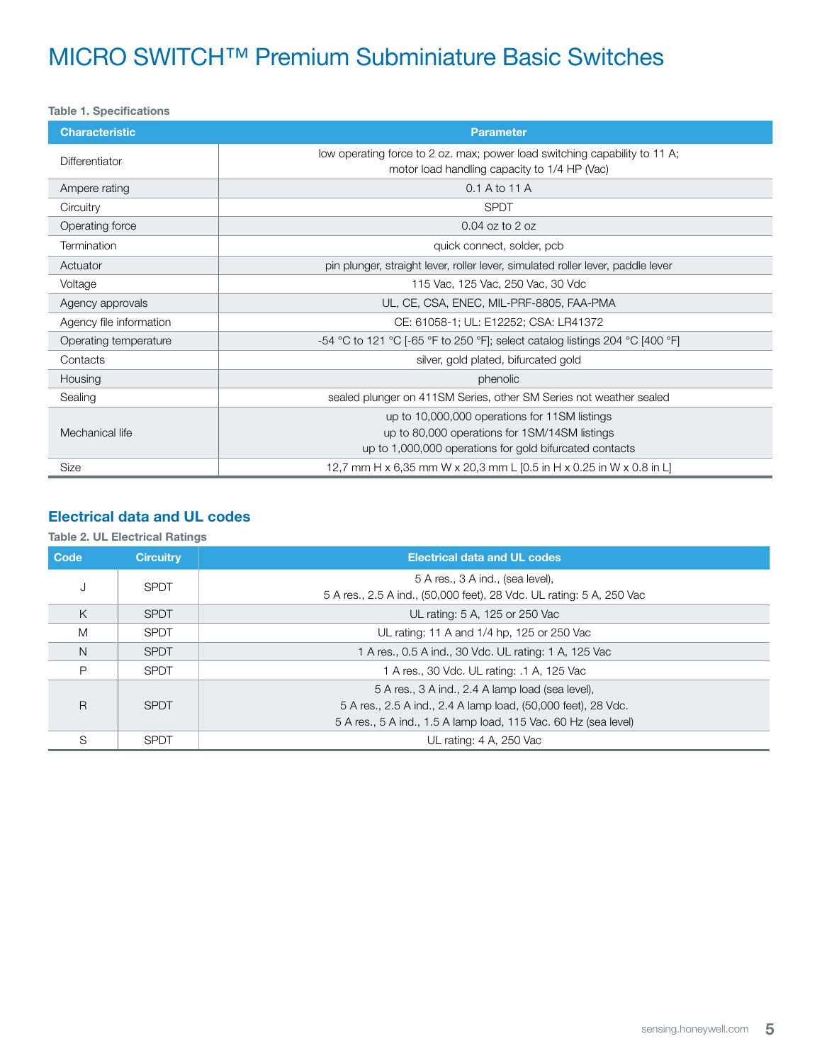# MICRO SWITCH™ Premium Subminiature Basic Switches

**Table 1. Specifications**

| Characteristic | Parameter |
|---|---|
| Differentiator | low operating force to 2 oz. max; power load switching capability to 11 A; motor load handling capacity to 1/4 HP (Vac) |
| Ampere rating | 0.1 A to 11 A |
| Circuitry | SPDT |
| Operating force | 0.04 oz to 2 oz |
| Termination | quick connect, solder, pcb |
| Actuator | pin plunger, straight lever, roller lever, simulated roller lever, paddle lever |
| Voltage | 115 Vac, 125 Vac, 250 Vac, 30 Vdc |
| Agency approvals | UL, CE, CSA, ENEC, MIL-PRF-8805, FAA-PMA |
| Agency file information | CE: 61058-1; UL: E12252; CSA: LR41372 |
| Operating temperature | -54 °C to 121 °C [-65 °F to 250 °F]; select catalog listings 204 °C [400 °F] |
| Contacts | silver, gold plated, bifurcated gold |
| Housing | phenolic |
| Sealing | sealed plunger on 411SM Series, other SM Series not weather sealed |
| Mechanical life | up to 10,000,000 operations for 11SM listings<br>up to 80,000 operations for 1SM/14SM listings<br>up to 1,000,000 operations for gold bifurcated contacts |
| Size | 12,7 mm H x 6,35 mm W x 20,3 mm L [0.5 in H x 0.25 in W x 0.8 in L] |

## Electrical data and UL codes

**Table 2. UL Electrical Ratings**

| Code | Circuitry | Electrical data and UL codes |
|---|---|---|
| J | SPDT | 5 A res., 3 A ind., (sea level),<br>5 A res., 2.5 A ind., (50,000 feet), 28 Vdc. UL rating: 5 A, 250 Vac |
| K | SPDT | UL rating: 5 A, 125 or 250 Vac |
| M | SPDT | UL rating: 11 A and 1/4 hp, 125 or 250 Vac |
| N | SPDT | 1 A res., 0.5 A ind., 30 Vdc. UL rating: 1 A, 125 Vac |
| P | SPDT | 1 A res., 30 Vdc. UL rating: .1 A, 125 Vac |
| R | SPDT | 5 A res., 3 A ind., 2.4 A lamp load (sea level),<br>5 A res., 2.5 A ind., 2.4 A lamp load, (50,000 feet), 28 Vdc.<br>5 A res., 5 A ind., 1.5 A lamp load, 115 Vac. 60 Hz (sea level) |
| S | SPDT | UL rating: 4 A, 250 Vac |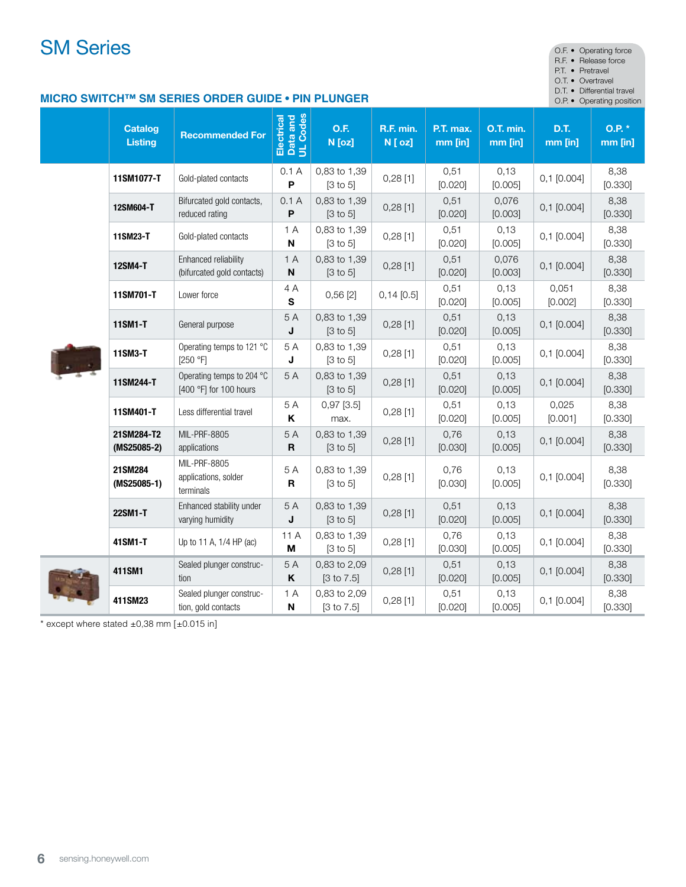# SM Series

O.F. • Operating force
R.F. • Release force
P.T. • Pretravel
O.T. • Overtravel
D.T. • Differential travel
O.P. • Operating position

## MICRO SWITCH™ SM SERIES ORDER GUIDE • PIN PLUNGER

| Catalog Listing | Recommended For | Electrical Data and UL Codes | O.F. N [oz] | R.F. min. N [ oz] | P.T. max. mm [in] | O.T. min. mm [in] | D.T. mm [in] | O.P. * mm [in] |
|---|---|---|---|---|---|---|---|---|
| 11SM1077-T | Gold-plated contacts | 0.1 A **P** | 0,83 to 1,39 [3 to 5] | 0,28 [1] | 0,51 [0.020] | 0,13 [0.005] | 0,1 [0.004] | 8,38 [0.330] |
| 12SM604-T | Bifurcated gold contacts, reduced rating | 0.1 A **P** | 0,83 to 1,39 [3 to 5] | 0,28 [1] | 0,51 [0.020] | 0,076 [0.003] | 0,1 [0.004] | 8,38 [0.330] |
| 11SM23-T | Gold-plated contacts | 1 A **N** | 0,83 to 1,39 [3 to 5] | 0,28 [1] | 0,51 [0.020] | 0,13 [0.005] | 0,1 [0.004] | 8,38 [0.330] |
| 12SM4-T | Enhanced reliability (bifurcated gold contacts) | 1 A **N** | 0,83 to 1,39 [3 to 5] | 0,28 [1] | 0,51 [0.020] | 0,076 [0.003] | 0,1 [0.004] | 8,38 [0.330] |
| 11SM701-T | Lower force | 4 A **S** | 0,56 [2] | 0,14 [0.5] | 0,51 [0.020] | 0,13 [0.005] | 0,051 [0.002] | 8,38 [0.330] |
| 11SM1-T | General purpose | 5 A **J** | 0,83 to 1,39 [3 to 5] | 0,28 [1] | 0,51 [0.020] | 0,13 [0.005] | 0,1 [0.004] | 8,38 [0.330] |
| 11SM3-T | Operating temps to 121 °C [250 °F] | 5 A **J** | 0,83 to 1,39 [3 to 5] | 0,28 [1] | 0,51 [0.020] | 0,13 [0.005] | 0,1 [0.004] | 8,38 [0.330] |
| 11SM244-T | Operating temps to 204 °C [400 °F] for 100 hours | 5 A | 0,83 to 1,39 [3 to 5] | 0,28 [1] | 0,51 [0.020] | 0,13 [0.005] | 0,1 [0.004] | 8,38 [0.330] |
| 11SM401-T | Less differential travel | 5 A **K** | 0,97 [3.5] max. | 0,28 [1] | 0,51 [0.020] | 0,13 [0.005] | 0,025 [0.001] | 8,38 [0.330] |
| 21SM284-T2 (MS25085-2) | MIL-PRF-8805 applications | 5 A **R** | 0,83 to 1,39 [3 to 5] | 0,28 [1] | 0,76 [0.030] | 0,13 [0.005] | 0,1 [0.004] | 8,38 [0.330] |
| 21SM284 (MS25085-1) | MIL-PRF-8805 applications, solder terminals | 5 A **R** | 0,83 to 1,39 [3 to 5] | 0,28 [1] | 0,76 [0.030] | 0,13 [0.005] | 0,1 [0.004] | 8,38 [0.330] |
| 22SM1-T | Enhanced stability under varying humidity | 5 A **J** | 0,83 to 1,39 [3 to 5] | 0,28 [1] | 0,51 [0.020] | 0,13 [0.005] | 0,1 [0.004] | 8,38 [0.330] |
| 41SM1-T | Up to 11 A, 1/4 HP (ac) | 11 A **M** | 0,83 to 1,39 [3 to 5] | 0,28 [1] | 0,76 [0.030] | 0,13 [0.005] | 0,1 [0.004] | 8,38 [0.330] |
| 411SM1 | Sealed plunger construction | 5 A **K** | 0,83 to 2,09 [3 to 7.5] | 0,28 [1] | 0,51 [0.020] | 0,13 [0.005] | 0,1 [0.004] | 8,38 [0.330] |
| 411SM23 | Sealed plunger construction, gold contacts | 1 A **N** | 0,83 to 2,09 [3 to 7.5] | 0,28 [1] | 0,51 [0.020] | 0,13 [0.005] | 0,1 [0.004] | 8,38 [0.330] |

* except where stated ±0,38 mm [±0.015 in]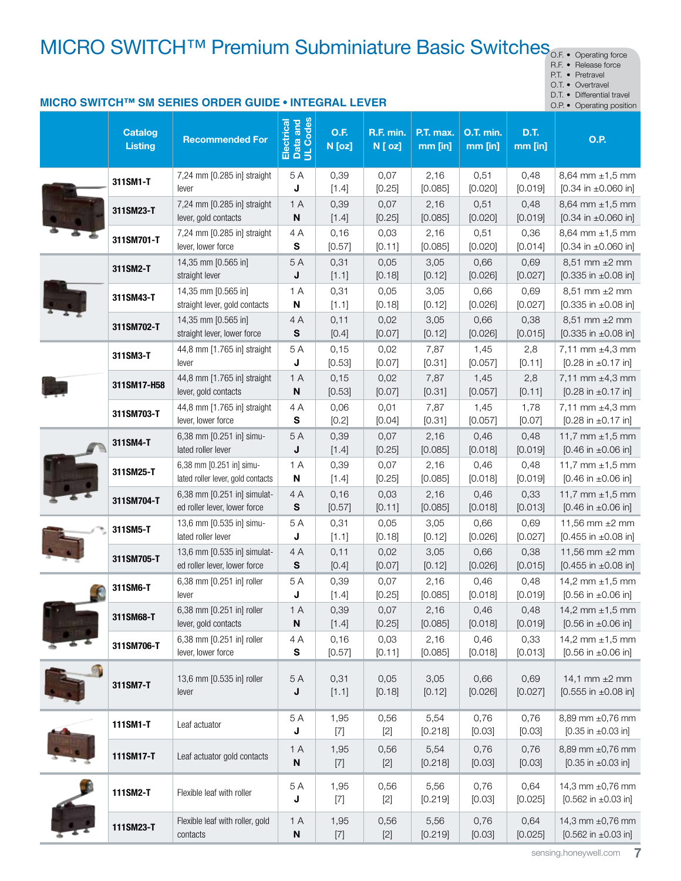# MICRO SWITCH™ Premium Subminiature Basic Switches

O.F. • Operating force
R.F. • Release force
P.T. • Pretravel
O.T. • Overtravel
D.T. • Differential travel
O.P. • Operating position

## MICRO SWITCH™ SM SERIES ORDER GUIDE • INTEGRAL LEVER

| Catalog Listing | Recommended For | Electrical Data and UL Codes | O.F. N [oz] | R.F. min. N [ oz] | P.T. max. mm [in] | O.T. min. mm [in] | D.T. mm [in] | O.P. |
|---|---|---|---|---|---|---|---|---|
| 311SM1-T | 7,24 mm [0.285 in] straight lever | 5 A **J** | 0,39 [1.4] | 0,07 [0.25] | 2,16 [0.085] | 0,51 [0.020] | 0,48 [0.019] | 8,64 mm ±1,5 mm [0.34 in ±0.060 in] |
| 311SM23-T | 7,24 mm [0.285 in] straight lever, gold contacts | 1 A **N** | 0,39 [1.4] | 0,07 [0.25] | 2,16 [0.085] | 0,51 [0.020] | 0,48 [0.019] | 8,64 mm ±1,5 mm [0.34 in ±0.060 in] |
| 311SM701-T | 7,24 mm [0.285 in] straight lever, lower force | 4 A **S** | 0,16 [0.57] | 0,03 [0.11] | 2,16 [0.085] | 0,51 [0.020] | 0,36 [0.014] | 8,64 mm ±1,5 mm [0.34 in ±0.060 in] |
| 311SM2-T | 14,35 mm [0.565 in] straight lever | 5 A **J** | 0,31 [1.1] | 0,05 [0.18] | 3,05 [0.12] | 0,66 [0.026] | 0,69 [0.027] | 8,51 mm ±2 mm [0.335 in ±0.08 in] |
| 311SM43-T | 14,35 mm [0.565 in] straight lever, gold contacts | 1 A **N** | 0,31 [1.1] | 0,05 [0.18] | 3,05 [0.12] | 0,66 [0.026] | 0,69 [0.027] | 8,51 mm ±2 mm [0.335 in ±0.08 in] |
| 311SM702-T | 14,35 mm [0.565 in] straight lever, lower force | 4 A **S** | 0,11 [0.4] | 0,02 [0.07] | 3,05 [0.12] | 0,66 [0.026] | 0,38 [0.015] | 8,51 mm ±2 mm [0.335 in ±0.08 in] |
| 311SM3-T | 44,8 mm [1.765 in] straight lever | 5 A **J** | 0,15 [0.53] | 0,02 [0.07] | 7,87 [0.31] | 1,45 [0.057] | 2,8 [0.11] | 7,11 mm ±4,3 mm [0.28 in ±0.17 in] |
| 311SM17-H58 | 44,8 mm [1.765 in] straight lever, gold contacts | 1 A **N** | 0,15 [0.53] | 0,02 [0.07] | 7,87 [0.31] | 1,45 [0.057] | 2,8 [0.11] | 7,11 mm ±4,3 mm [0.28 in ±0.17 in] |
| 311SM703-T | 44,8 mm [1.765 in] straight lever, lower force | 4 A **S** | 0,06 [0.2] | 0,01 [0.04] | 7,87 [0.31] | 1,45 [0.057] | 1,78 [0.07] | 7,11 mm ±4,3 mm [0.28 in ±0.17 in] |
| 311SM4-T | 6,38 mm [0.251 in] simulated roller lever | 5 A **J** | 0,39 [1.4] | 0,07 [0.25] | 2,16 [0.085] | 0,46 [0.018] | 0,48 [0.019] | 11,7 mm ±1,5 mm [0.46 in ±0.06 in] |
| 311SM25-T | 6,38 mm [0.251 in] simulated roller lever, gold contacts | 1 A **N** | 0,39 [1.4] | 0,07 [0.25] | 2,16 [0.085] | 0,46 [0.018] | 0,48 [0.019] | 11,7 mm ±1,5 mm [0.46 in ±0.06 in] |
| 311SM704-T | 6,38 mm [0.251 in] simulated roller lever, lower force | 4 A **S** | 0,16 [0.57] | 0,03 [0.11] | 2,16 [0.085] | 0,46 [0.018] | 0,33 [0.013] | 11,7 mm ±1,5 mm [0.46 in ±0.06 in] |
| 311SM5-T | 13,6 mm [0.535 in] simulated roller lever | 5 A **J** | 0,31 [1.1] | 0,05 [0.18] | 3,05 [0.12] | 0,66 [0.026] | 0,69 [0.027] | 11,56 mm ±2 mm [0.455 in ±0.08 in] |
| 311SM705-T | 13,6 mm [0.535 in] simulated roller lever, lower force | 4 A **S** | 0,11 [0.4] | 0,02 [0.07] | 3,05 [0.12] | 0,66 [0.026] | 0,38 [0.015] | 11,56 mm ±2 mm [0.455 in ±0.08 in] |
| 311SM6-T | 6,38 mm [0.251 in] roller lever | 5 A **J** | 0,39 [1.4] | 0,07 [0.25] | 2,16 [0.085] | 0,46 [0.018] | 0,48 [0.019] | 14,2 mm ±1,5 mm [0.56 in ±0.06 in] |
| 311SM68-T | 6,38 mm [0.251 in] roller lever, gold contacts | 1 A **N** | 0,39 [1.4] | 0,07 [0.25] | 2,16 [0.085] | 0,46 [0.018] | 0,48 [0.019] | 14,2 mm ±1,5 mm [0.56 in ±0.06 in] |
| 311SM706-T | 6,38 mm [0.251 in] roller lever, lower force | 4 A **S** | 0,16 [0.57] | 0,03 [0.11] | 2,16 [0.085] | 0,46 [0.018] | 0,33 [0.013] | 14,2 mm ±1,5 mm [0.56 in ±0.06 in] |
| 311SM7-T | 13,6 mm [0.535 in] roller lever | 5 A **J** | 0,31 [1.1] | 0,05 [0.18] | 3,05 [0.12] | 0,66 [0.026] | 0,69 [0.027] | 14,1 mm ±2 mm [0.555 in ±0.08 in] |
| 111SM1-T | Leaf actuator | 5 A **J** | 1,95 [7] | 0,56 [2] | 5,54 [0.218] | 0,76 [0.03] | 0,76 [0.03] | 8,89 mm ±0,76 mm [0.35 in ±0.03 in] |
| 111SM17-T | Leaf actuator gold contacts | 1 A **N** | 1,95 [7] | 0,56 [2] | 5,54 [0.218] | 0,76 [0.03] | 0,76 [0.03] | 8,89 mm ±0,76 mm [0.35 in ±0.03 in] |
| 111SM2-T | Flexible leaf with roller | 5 A **J** | 1,95 [7] | 0,56 [2] | 5,56 [0.219] | 0,76 [0.03] | 0,64 [0.025] | 14,3 mm ±0,76 mm [0.562 in ±0.03 in] |
| 111SM23-T | Flexible leaf with roller, gold contacts | 1 A **N** | 1,95 [7] | 0,56 [2] | 5,56 [0.219] | 0,76 [0.03] | 0,64 [0.025] | 14,3 mm ±0,76 mm [0.562 in ±0.03 in] |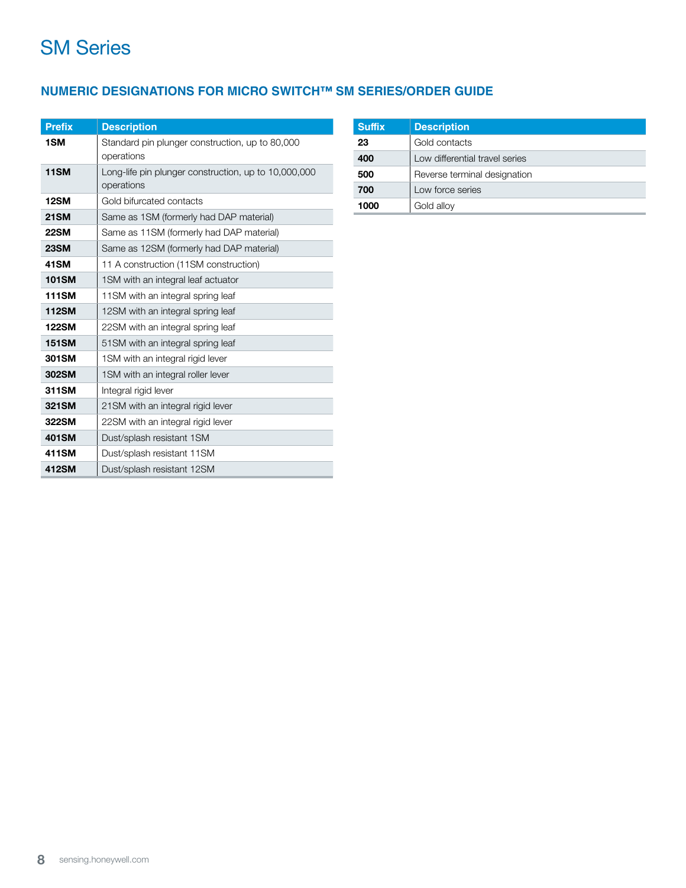# SM Series

## NUMERIC DESIGNATIONS FOR MICRO SWITCH™ SM SERIES/ORDER GUIDE

| Prefix | Description |
|---|---|
| **1SM** | Standard pin plunger construction, up to 80,000 operations |
| **11SM** | Long-life pin plunger construction, up to 10,000,000 operations |
| **12SM** | Gold bifurcated contacts |
| **21SM** | Same as 1SM (formerly had DAP material) |
| **22SM** | Same as 11SM (formerly had DAP material) |
| **23SM** | Same as 12SM (formerly had DAP material) |
| **41SM** | 11 A construction (11SM construction) |
| **101SM** | 1SM with an integral leaf actuator |
| **111SM** | 11SM with an integral spring leaf |
| **112SM** | 12SM with an integral spring leaf |
| **122SM** | 22SM with an integral spring leaf |
| **151SM** | 51SM with an integral spring leaf |
| **301SM** | 1SM with an integral rigid lever |
| **302SM** | 1SM with an integral roller lever |
| **311SM** | Integral rigid lever |
| **321SM** | 21SM with an integral rigid lever |
| **322SM** | 22SM with an integral rigid lever |
| **401SM** | Dust/splash resistant 1SM |
| **411SM** | Dust/splash resistant 11SM |
| **412SM** | Dust/splash resistant 12SM |

| Suffix | Description |
|---|---|
| **23** | Gold contacts |
| **400** | Low differential travel series |
| **500** | Reverse terminal designation |
| **700** | Low force series |
| **1000** | Gold alloy |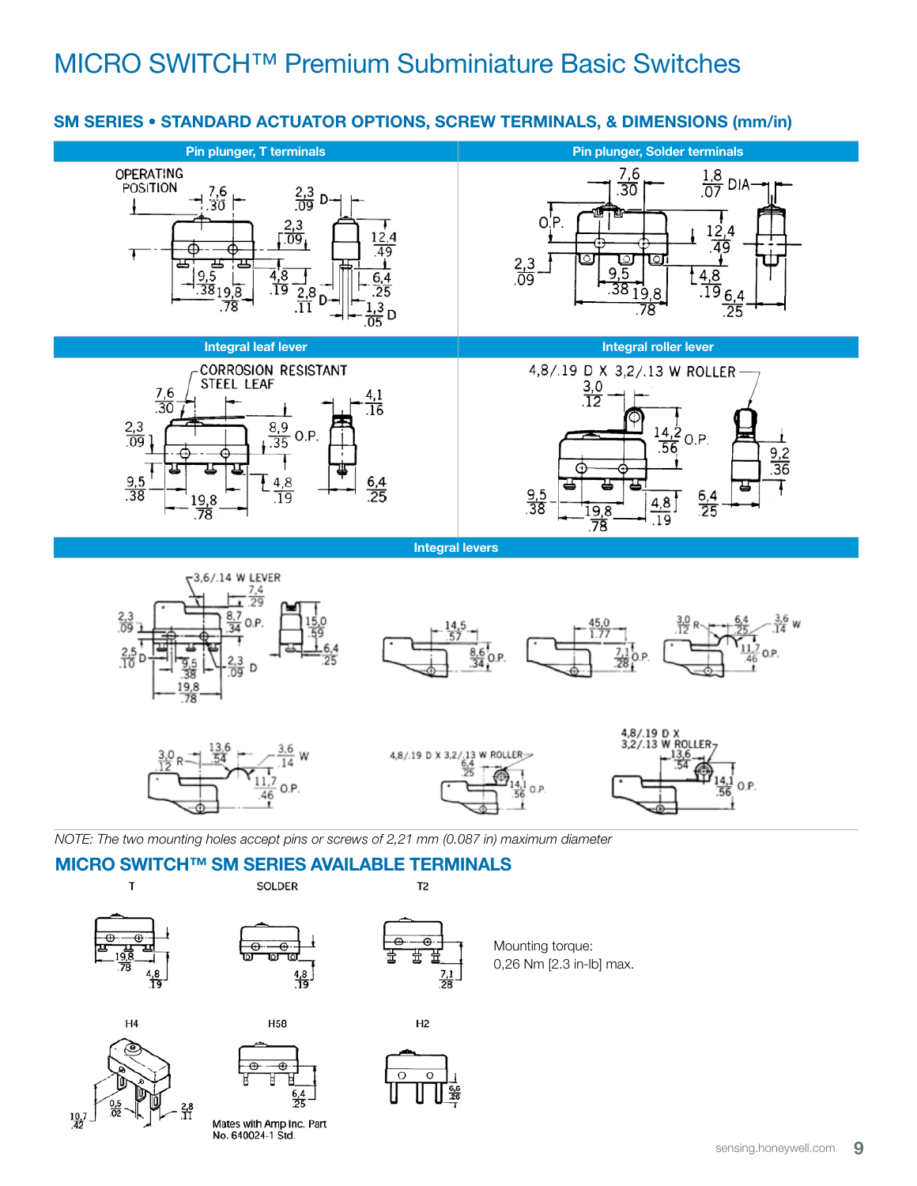# MICRO SWITCH™ Premium Subminiature Basic Switches

## SM SERIES • STANDARD ACTUATOR OPTIONS, SCREW TERMINALS, & DIMENSIONS (mm/in)

| Pin plunger, T terminals | Pin plunger, Solder terminals |
|---|---|
| OPERATING POSITION; 7,6/.30; 2,3/.09 D; 2,3/.09; 12,4/.49; 9,5/.38; 19,8/.78; 4,8/.19; 2,8/.11 D; 6,4/.25; 1,3/.05 D | 7,6/.30; 1,8/.07 DIA; O.P.; 12,4/.49; 2,3/.09; 9,5/.38; 19,8/.78; 4,8/.19; 6,4/.25 |

| Integral leaf lever | Integral roller lever |
|---|---|
| CORROSION RESISTANT STEEL LEAF; 7,6/.30; 4,1/.16; 2,3/.09; 8,9/.35 O.P.; 9,5/.38; 19,8/.78; 4,8/.19; 6,4/.25 | 4,8/.19 D X 3,2/.13 W ROLLER; 3,0/.12; 14,2/.56 O.P.; 9,2/.36; 9,5/.38; 19,8/.78; 4,8/.19; 6,4/.25 |

**Integral levers**

3,6/.14 W LEVER; 7,4/.29; 2,3/.09; 8,7/.34 O.P.; 15,0/.59; 2,5/.10 D; 6,4/.25; 9,5/.38; 2,3/.09 D; 19,8/.78

14,5/.57; 8,6/.34 O.P.

45,0/1.77; 7,1/.28 O.P.

3,0/.12 R; 6,4/.25; 3,6/.14 W; 11,7/.46 O.P.

3,0/.12 R; 13,6/.54; 3,6/.14 W; 11,7/.46 O.P.

4,8/.19 D X 3,2/.13 W ROLLER; 6,4/.25; 14,1/.56 O.P.

4,8/.19 D X 3,2/.13 W ROLLER; 13,6/.54; 14,1/.56 O.P.

*NOTE: The two mounting holes accept pins or screws of 2,21 mm (0.087 in) maximum diameter*

## MICRO SWITCH™ SM SERIES AVAILABLE TERMINALS

T: 19,8/.78; 4,8/.19

SOLDER: 4,8/.19

T2: 7,1/.28

Mounting torque:
0,26 Nm [2.3 in-lb] max.

H4: 10,7/.42; 0,5/.02; 2,8/.11

H58: 6,4/.25

Mates with Amp Inc. Part No. 640024-1 Std.

H2: 6,6/.26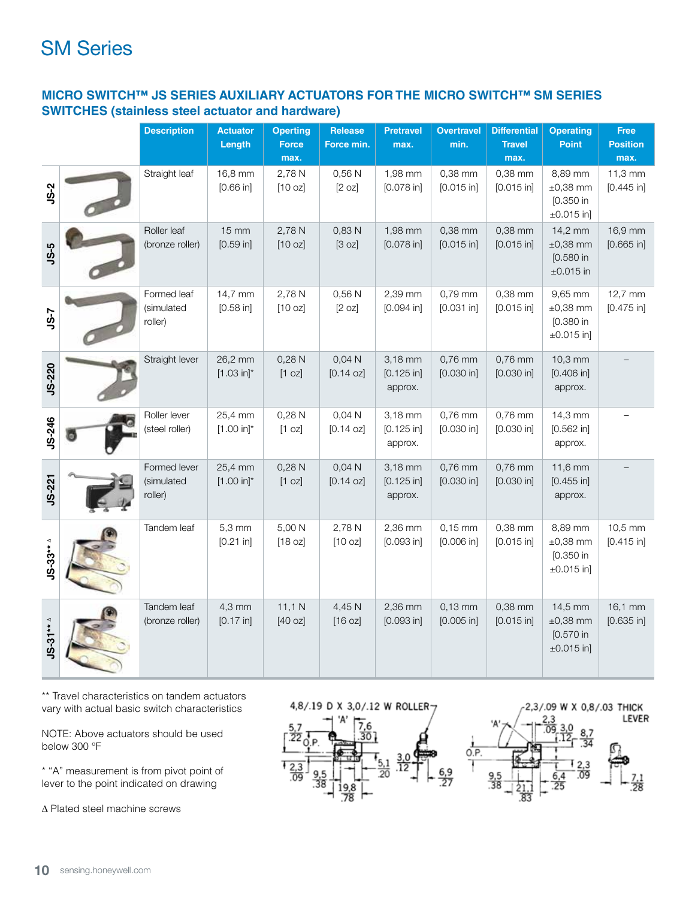# SM Series

## MICRO SWITCH™ JS SERIES AUXILIARY ACTUATORS FOR THE MICRO SWITCH™ SM SERIES SWITCHES (stainless steel actuator and hardware)

| | Description | Actuator Length | Operting Force max. | Release Force min. | Pretravel max. | Overtravel min. | Differential Travel max. | Operating Point | Free Position max. |
|---|---|---|---|---|---|---|---|---|---|
| JS-2 | Straight leaf | 16,8 mm [0.66 in] | 2,78 N [10 oz] | 0,56 N [2 oz] | 1,98 mm [0.078 in] | 0,38 mm [0.015 in] | 0,38 mm [0.015 in] | 8,89 mm ±0,38 mm [0.350 in ±0.015 in] | 11,3 mm [0.445 in] |
| JS-5 | Roller leaf (bronze roller) | 15 mm [0.59 in] | 2,78 N [10 oz] | 0,83 N [3 oz] | 1,98 mm [0.078 in] | 0,38 mm [0.015 in] | 0,38 mm [0.015 in] | 14,2 mm ±0,38 mm [0.580 in ±0.015 in | 16,9 mm [0.665 in] |
| JS-7 | Formed leaf (simulated roller) | 14,7 mm [0.58 in] | 2,78 N [10 oz] | 0,56 N [2 oz] | 2,39 mm [0.094 in] | 0,79 mm [0.031 in] | 0,38 mm [0.015 in] | 9,65 mm ±0,38 mm [0.380 in ±0.015 in] | 12,7 mm [0.475 in] |
| JS-220 | Straight lever | 26,2 mm [1.03 in]* | 0,28 N [1 oz] | 0,04 N [0.14 oz] | 3,18 mm [0.125 in] approx. | 0,76 mm [0.030 in] | 0,76 mm [0.030 in] | 10,3 mm [0.406 in] approx. | – |
| JS-246 | Roller lever (steel roller) | 25,4 mm [1.00 in]* | 0,28 N [1 oz] | 0,04 N [0.14 oz] | 3,18 mm [0.125 in] approx. | 0,76 mm [0.030 in] | 0,76 mm [0.030 in] | 14,3 mm [0.562 in] approx. | – |
| JS-221 | Formed lever (simulated roller) | 25,4 mm [1.00 in]* | 0,28 N [1 oz] | 0,04 N [0.14 oz] | 3,18 mm [0.125 in] approx. | 0,76 mm [0.030 in] | 0,76 mm [0.030 in] | 11,6 mm [0.455 in] approx. | – |
| JS-33** ∆ | Tandem leaf | 5,3 mm [0.21 in] | 5,00 N [18 oz] | 2,78 N [10 oz] | 2,36 mm [0.093 in] | 0,15 mm [0.006 in] | 0,38 mm [0.015 in] | 8,89 mm ±0,38 mm [0.350 in ±0.015 in] | 10,5 mm [0.415 in] |
| JS-31** ∆ | Tandem leaf (bronze roller) | 4,3 mm [0.17 in] | 11,1 N [40 oz] | 4,45 N [16 oz] | 2,36 mm [0.093 in] | 0,13 mm [0.005 in] | 0,38 mm [0.015 in] | 14,5 mm ±0,38 mm [0.570 in ±0.015 in] | 16,1 mm [0.635 in] |

** Travel characteristics on tandem actuators vary with actual basic switch characteristics

NOTE: Above actuators should be used below 300 °F

* "A" measurement is from pivot point of lever to the point indicated on drawing

∆ Plated steel machine screws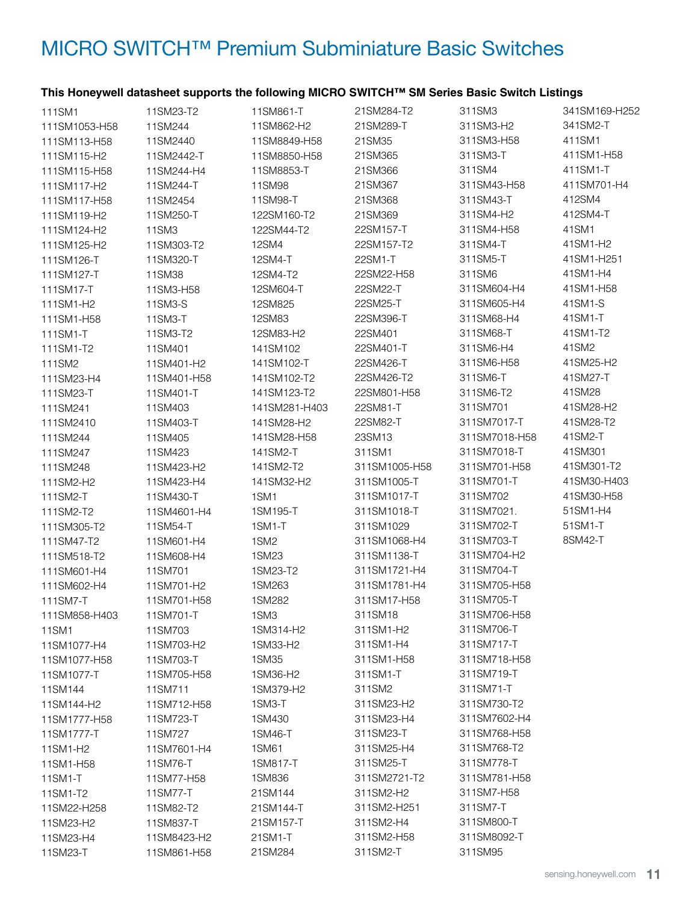# MICRO SWITCH™ Premium Subminiature Basic Switches

**This Honeywell datasheet supports the following MICRO SWITCH™ SM Series Basic Switch Listings**

111SM1
111SM1053-H58
111SM113-H58
111SM115-H2
111SM115-H58
111SM117-H2
111SM117-H58
111SM119-H2
111SM124-H2
111SM125-H2
111SM126-T
111SM127-T
111SM17-T
111SM1-H2
111SM1-H58
111SM1-T
111SM1-T2
111SM2
111SM23-H4
111SM23-T
111SM241
111SM2410
111SM244
111SM247
111SM248
111SM2-H2
111SM2-T
111SM2-T2
111SM305-T2
111SM47-T2
111SM518-T2
111SM601-H4
111SM602-H4
111SM7-T
111SM858-H403
11SM1
11SM1077-H4
11SM1077-H58
11SM1077-T
11SM144
11SM144-H2
11SM1777-H58
11SM1777-T
11SM1-H2
11SM1-H58
11SM1-T
11SM1-T2
11SM22-H258
11SM23-H2
11SM23-H4
11SM23-T
11SM23-T2
11SM244
11SM2440
11SM2442-T
11SM244-H4
11SM244-T
11SM2454
11SM250-T
11SM3
11SM303-T2
11SM320-T
11SM38
11SM3-H58
11SM3-S
11SM3-T
11SM3-T2
11SM401
11SM401-H2
11SM401-H58
11SM401-T
11SM403
11SM403-T
11SM405
11SM423
11SM423-H2
11SM423-H4
11SM430-T
11SM4601-H4
11SM54-T
11SM601-H4
11SM608-H4
11SM701
11SM701-H2
11SM701-H58
11SM701-T
11SM703
11SM703-H2
11SM703-T
11SM705-H58
11SM711
11SM712-H58
11SM723-T
11SM727
11SM7601-H4
11SM76-T
11SM77-H58
11SM77-T
11SM82-T2
11SM837-T
11SM8423-H2
11SM861-H58
11SM861-T
11SM862-H2
11SM8849-H58
11SM8850-H58
11SM8853-T
11SM98
11SM98-T
122SM160-T2
122SM44-T2
12SM4
12SM4-T
12SM4-T2
12SM604-T
12SM825
12SM83
12SM83-H2
141SM102
141SM102-T
141SM102-T2
141SM123-T2
141SM281-H403
141SM28-H2
141SM28-H58
141SM2-T
141SM2-T2
141SM32-H2
1SM1
1SM195-T
1SM1-T
1SM2
1SM23
1SM23-T2
1SM263
1SM282
1SM3
1SM314-H2
1SM33-H2
1SM35
1SM36-H2
1SM379-H2
1SM3-T
1SM430
1SM46-T
1SM61
1SM817-T
1SM836
21SM144
21SM144-T
21SM157-T
21SM1-T
21SM284
21SM284-T2
21SM289-T
21SM35
21SM365
21SM366
21SM367
21SM368
21SM369
22SM157-T
22SM157-T2
22SM1-T
22SM22-H58
22SM22-T
22SM25-T
22SM396-T
22SM401
22SM401-T
22SM426-T
22SM426-T2
22SM801-H58
22SM81-T
22SM82-T
23SM13
311SM1
311SM1005-H58
311SM1005-T
311SM1017-T
311SM1018-T
311SM1029
311SM1068-H4
311SM1138-T
311SM1721-H4
311SM1781-H4
311SM17-H58
311SM18
311SM1-H2
311SM1-H4
311SM1-H58
311SM1-T
311SM2
311SM23-H2
311SM23-H4
311SM23-T
311SM25-H4
311SM25-T
311SM2721-T2
311SM2-H2
311SM2-H251
311SM2-H4
311SM2-H58
311SM2-T
311SM3
311SM3-H2
311SM3-H58
311SM3-T
311SM4
311SM43-H58
311SM43-T
311SM4-H2
311SM4-H58
311SM4-T
311SM5-T
311SM6
311SM604-H4
311SM605-H4
311SM68-H4
311SM68-T
311SM6-H4
311SM6-H58
311SM6-T
311SM6-T2
311SM701
311SM7017-T
311SM7018-H58
311SM7018-T
311SM701-H58
311SM701-T
311SM702
311SM7021.
311SM702-T
311SM703-T
311SM704-H2
311SM704-T
311SM705-H58
311SM705-T
311SM706-H58
311SM706-T
311SM717-T
311SM718-H58
311SM719-T
311SM71-T
311SM730-T2
311SM7602-H4
311SM768-H58
311SM768-T2
311SM778-T
311SM781-H58
311SM7-H58
311SM7-T
311SM800-T
311SM8092-T
311SM95
341SM169-H252
341SM2-T
411SM1
411SM1-H58
411SM1-T
411SM701-H4
412SM4
412SM4-T
41SM1
41SM1-H2
41SM1-H251
41SM1-H4
41SM1-H58
41SM1-S
41SM1-T
41SM1-T2
41SM2
41SM25-H2
41SM27-T
41SM28
41SM28-H2
41SM28-T2
41SM2-T
41SM301
41SM301-T2
41SM30-H403
41SM30-H58
51SM1-H4
51SM1-T
8SM42-T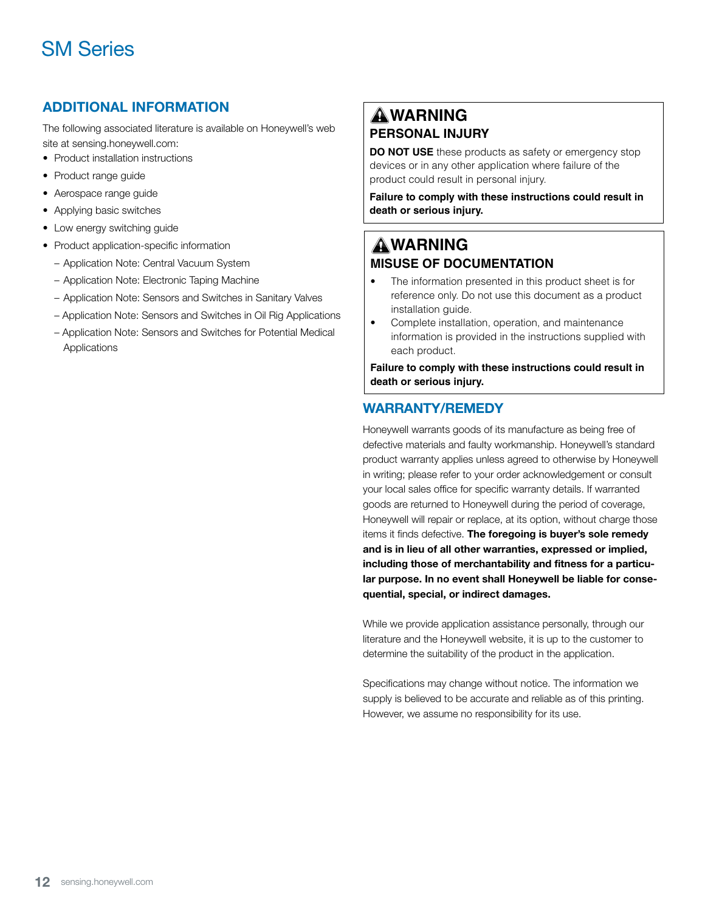## ADDITIONAL INFORMATION

The following associated literature is available on Honeywell's web site at sensing.honeywell.com:

- Product installation instructions
- Product range guide
- Aerospace range guide
- Applying basic switches
- Low energy switching guide
- Product application-specific information
  - Application Note: Central Vacuum System
  - Application Note: Electronic Taping Machine
  - Application Note: Sensors and Switches in Sanitary Valves
  - Application Note: Sensors and Switches in Oil Rig Applications
  - Application Note: Sensors and Switches for Potential Medical Applications

### ⚠ WARNING
### PERSONAL INJURY

**DO NOT USE** these products as safety or emergency stop devices or in any other application where failure of the product could result in personal injury.

**Failure to comply with these instructions could result in death or serious injury.**

### ⚠ WARNING
### MISUSE OF DOCUMENTATION

- The information presented in this product sheet is for reference only. Do not use this document as a product installation guide.
- Complete installation, operation, and maintenance information is provided in the instructions supplied with each product.

**Failure to comply with these instructions could result in death or serious injury.**

## WARRANTY/REMEDY

Honeywell warrants goods of its manufacture as being free of defective materials and faulty workmanship. Honeywell's standard product warranty applies unless agreed to otherwise by Honeywell in writing; please refer to your order acknowledgement or consult your local sales office for specific warranty details. If warranted goods are returned to Honeywell during the period of coverage, Honeywell will repair or replace, at its option, without charge those items it finds defective. **The foregoing is buyer's sole remedy and is in lieu of all other warranties, expressed or implied, including those of merchantability and fitness for a particular purpose. In no event shall Honeywell be liable for consequential, special, or indirect damages.**

While we provide application assistance personally, through our literature and the Honeywell website, it is up to the customer to determine the suitability of the product in the application.

Specifications may change without notice. The information we supply is believed to be accurate and reliable as of this printing. However, we assume no responsibility for its use.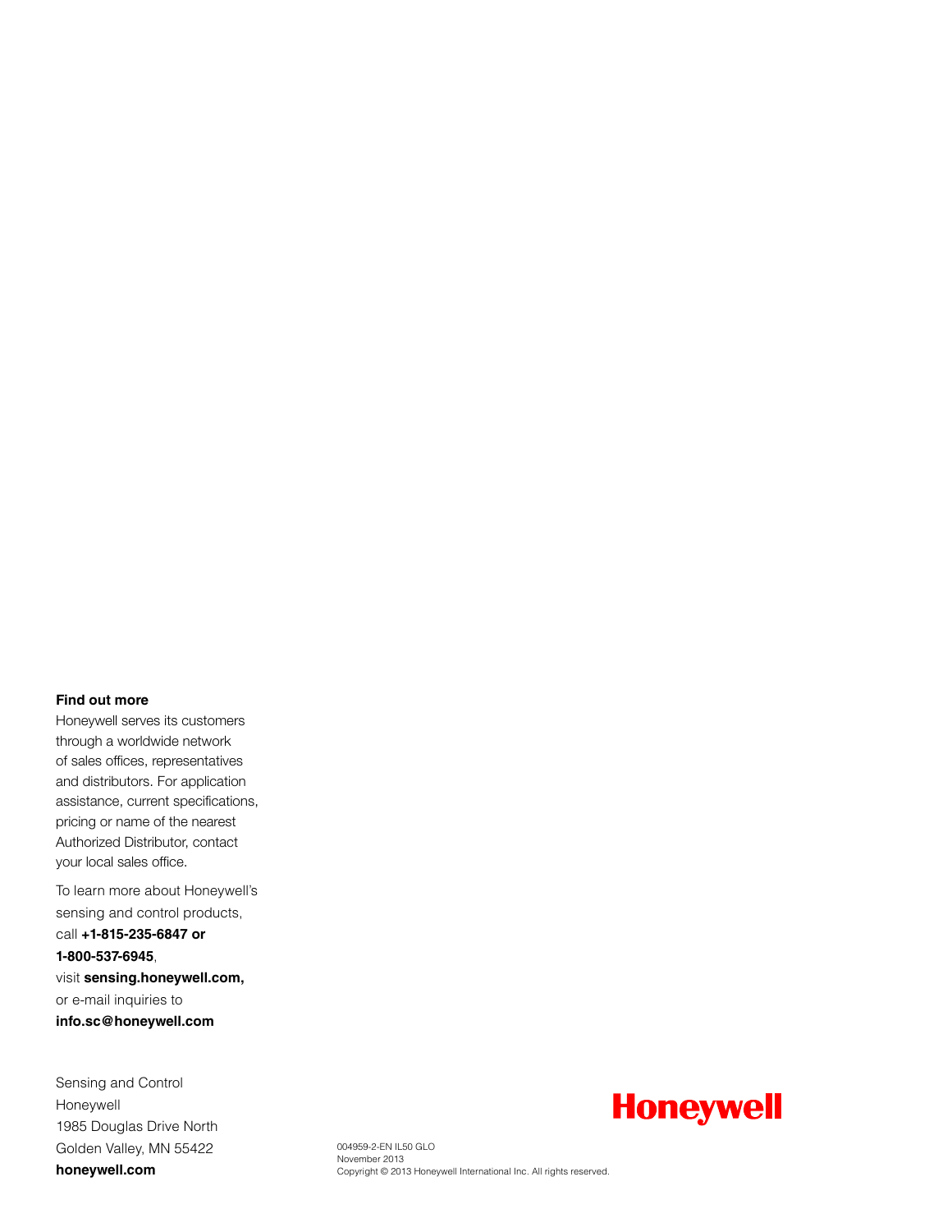**Find out more**

Honeywell serves its customers through a worldwide network of sales offices, representatives and distributors. For application assistance, current specifications, pricing or name of the nearest Authorized Distributor, contact your local sales office.

To learn more about Honeywell's sensing and control products, call **+1-815-235-6847 or 1-800-537-6945**, visit **sensing.honeywell.com,** or e-mail inquiries to **info.sc@honeywell.com**

Sensing and Control
Honeywell
1985 Douglas Drive North
Golden Valley, MN 55422
**honeywell.com**

**Honeywell**

004959-2-EN IL50 GLO
November 2013
Copyright © 2013 Honeywell International Inc. All rights reserved.